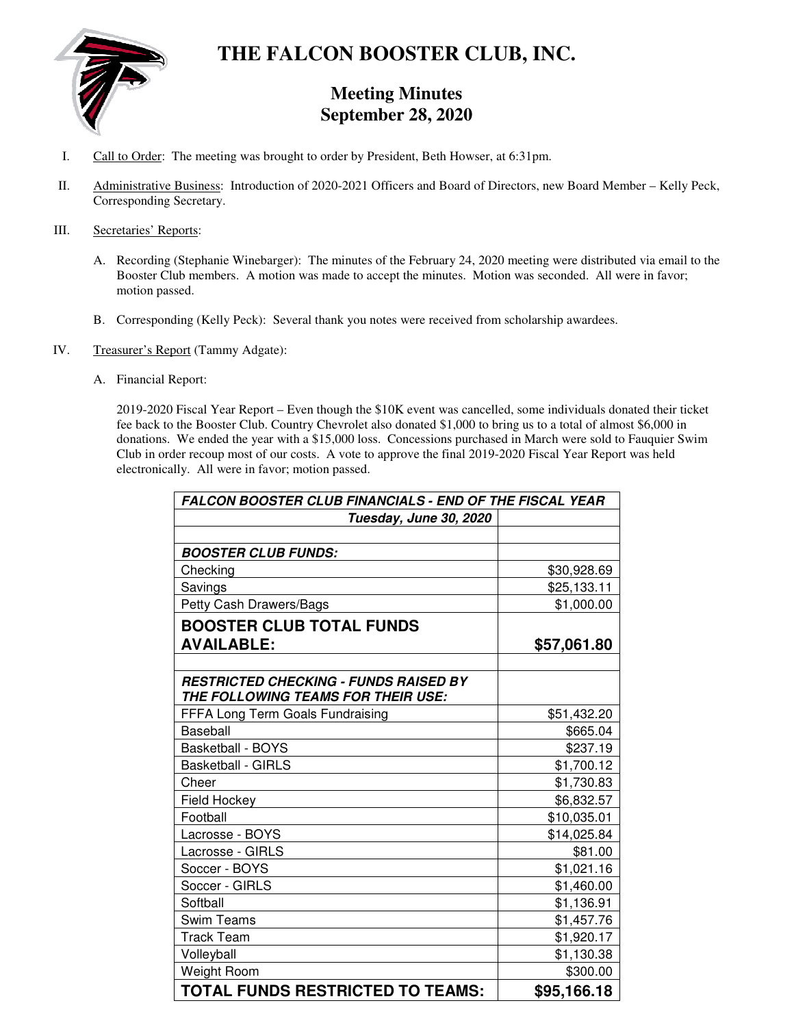# THE FALCON BOOSTER CLUB, INC.

## Meeting Minutes
## September 28, 2020

I. Call to Order: The meeting was brought to order by President, Beth Howser, at 6:31pm.

II. Administrative Business: Introduction of 2020-2021 Officers and Board of Directors, new Board Member – Kelly Peck, Corresponding Secretary.

III. Secretaries' Reports:

A. Recording (Stephanie Winebarger): The minutes of the February 24, 2020 meeting were distributed via email to the Booster Club members. A motion was made to accept the minutes. Motion was seconded. All were in favor; motion passed.

B. Corresponding (Kelly Peck): Several thank you notes were received from scholarship awardees.

IV. Treasurer's Report (Tammy Adgate):

A. Financial Report:

2019-2020 Fiscal Year Report – Even though the $10K event was cancelled, some individuals donated their ticket fee back to the Booster Club. Country Chevrolet also donated $1,000 to bring us to a total of almost $6,000 in donations. We ended the year with a $15,000 loss. Concessions purchased in March were sold to Fauquier Swim Club in order recoup most of our costs. A vote to approve the final 2019-2020 Fiscal Year Report was held electronically. All were in favor; motion passed.

| ***FALCON BOOSTER CLUB FINANCIALS - END OF THE FISCAL YEAR*** | |
|---|---|
| ***Tuesday, June 30, 2020*** | |
| | |
| ***BOOSTER CLUB FUNDS:*** | |
| Checking | $30,928.69 |
| Savings | $25,133.11 |
| Petty Cash Drawers/Bags | $1,000.00 |
| **BOOSTER CLUB TOTAL FUNDS AVAILABLE:** | **$57,061.80** |
| | |
| ***RESTRICTED CHECKING - FUNDS RAISED BY THE FOLLOWING TEAMS FOR THEIR USE:*** | |
| FFFA Long Term Goals Fundraising | $51,432.20 |
| Baseball | $665.04 |
| Basketball - BOYS | $237.19 |
| Basketball - GIRLS | $1,700.12 |
| Cheer | $1,730.83 |
| Field Hockey | $6,832.57 |
| Football | $10,035.01 |
| Lacrosse - BOYS | $14,025.84 |
| Lacrosse - GIRLS | $81.00 |
| Soccer - BOYS | $1,021.16 |
| Soccer - GIRLS | $1,460.00 |
| Softball | $1,136.91 |
| Swim Teams | $1,457.76 |
| Track Team | $1,920.17 |
| Volleyball | $1,130.38 |
| Weight Room | $300.00 |
| **TOTAL FUNDS RESTRICTED TO TEAMS:** | **$95,166.18** |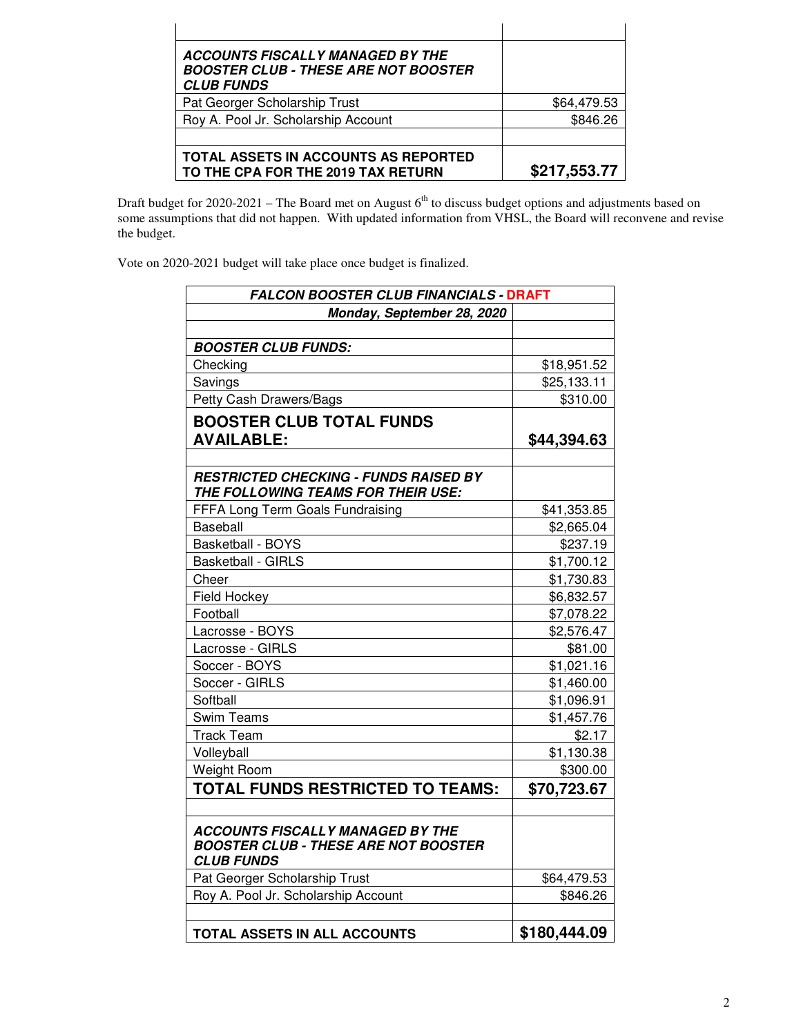| | |
|---|---|
| | |
| ***ACCOUNTS FISCALLY MANAGED BY THE BOOSTER CLUB - THESE ARE NOT BOOSTER CLUB FUNDS*** | |
| Pat Georger Scholarship Trust | $64,479.53 |
| Roy A. Pool Jr. Scholarship Account | $846.26 |
| | |
| **TOTAL ASSETS IN ACCOUNTS AS REPORTED TO THE CPA FOR THE 2019 TAX RETURN** | **$217,553.77** |

Draft budget for 2020-2021 – The Board met on August 6th to discuss budget options and adjustments based on some assumptions that did not happen. With updated information from VHSL, the Board will reconvene and revise the budget.

Vote on 2020-2021 budget will take place once budget is finalized.

| ***FALCON BOOSTER CLUB FINANCIALS - DRAFT*** | |
|---|---|
| ***Monday, September 28, 2020*** | |
| | |
| ***BOOSTER CLUB FUNDS:*** | |
| Checking | $18,951.52 |
| Savings | $25,133.11 |
| Petty Cash Drawers/Bags | $310.00 |
| **BOOSTER CLUB TOTAL FUNDS AVAILABLE:** | **$44,394.63** |
| | |
| ***RESTRICTED CHECKING - FUNDS RAISED BY THE FOLLOWING TEAMS FOR THEIR USE:*** | |
| FFFA Long Term Goals Fundraising | $41,353.85 |
| Baseball | $2,665.04 |
| Basketball - BOYS | $237.19 |
| Basketball - GIRLS | $1,700.12 |
| Cheer | $1,730.83 |
| Field Hockey | $6,832.57 |
| Football | $7,078.22 |
| Lacrosse - BOYS | $2,576.47 |
| Lacrosse - GIRLS | $81.00 |
| Soccer - BOYS | $1,021.16 |
| Soccer - GIRLS | $1,460.00 |
| Softball | $1,096.91 |
| Swim Teams | $1,457.76 |
| Track Team | $2.17 |
| Volleyball | $1,130.38 |
| Weight Room | $300.00 |
| **TOTAL FUNDS RESTRICTED TO TEAMS:** | **$70,723.67** |
| | |
| ***ACCOUNTS FISCALLY MANAGED BY THE BOOSTER CLUB - THESE ARE NOT BOOSTER CLUB FUNDS*** | |
| Pat Georger Scholarship Trust | $64,479.53 |
| Roy A. Pool Jr. Scholarship Account | $846.26 |
| | |
| **TOTAL ASSETS IN ALL ACCOUNTS** | **$180,444.09** |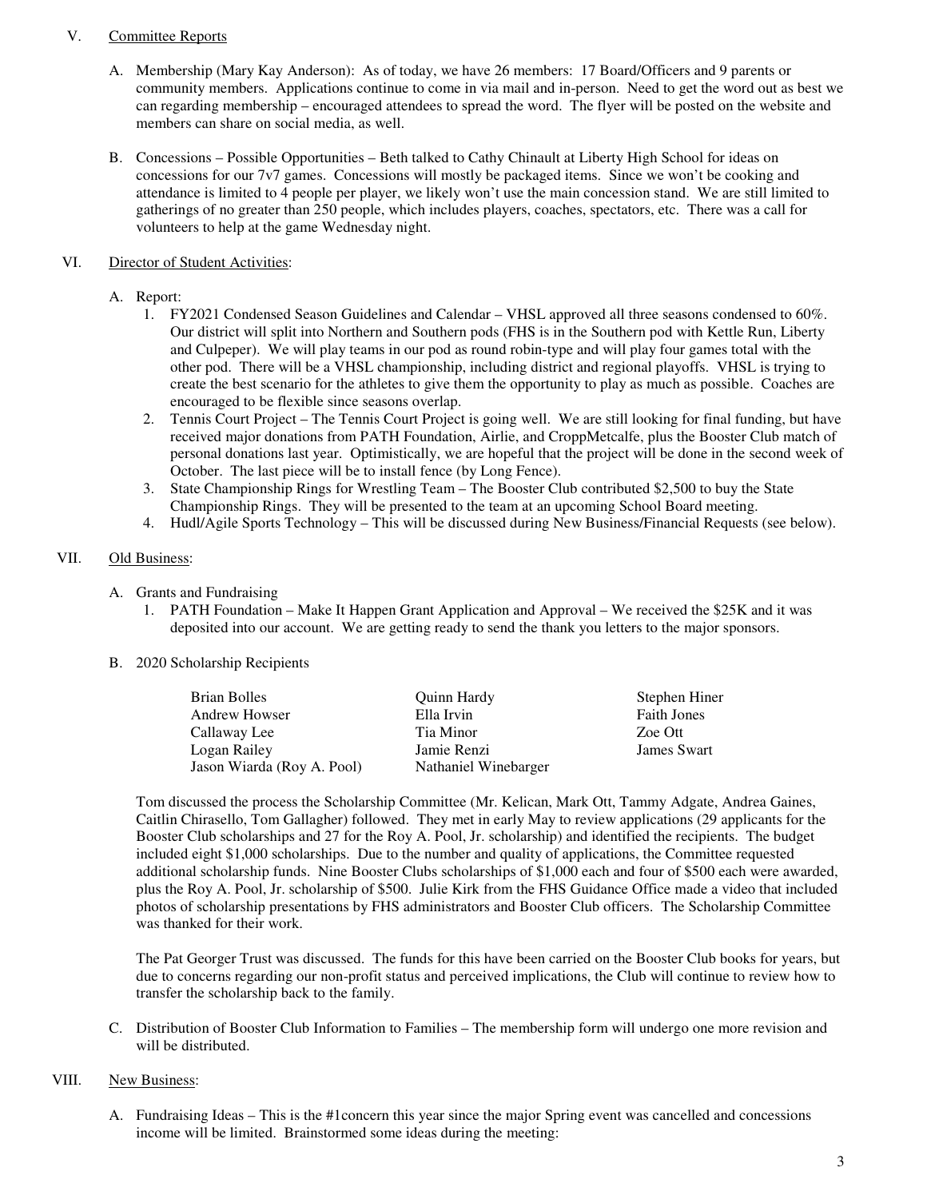## V. Committee Reports

A. Membership (Mary Kay Anderson): As of today, we have 26 members: 17 Board/Officers and 9 parents or community members. Applications continue to come in via mail and in-person. Need to get the word out as best we can regarding membership – encouraged attendees to spread the word. The flyer will be posted on the website and members can share on social media, as well.

B. Concessions – Possible Opportunities – Beth talked to Cathy Chinault at Liberty High School for ideas on concessions for our 7v7 games. Concessions will mostly be packaged items. Since we won't be cooking and attendance is limited to 4 people per player, we likely won't use the main concession stand. We are still limited to gatherings of no greater than 250 people, which includes players, coaches, spectators, etc. There was a call for volunteers to help at the game Wednesday night.

## VI. Director of Student Activities:

A. Report:

1. FY2021 Condensed Season Guidelines and Calendar – VHSL approved all three seasons condensed to 60%. Our district will split into Northern and Southern pods (FHS is in the Southern pod with Kettle Run, Liberty and Culpeper). We will play teams in our pod as round robin-type and will play four games total with the other pod. There will be a VHSL championship, including district and regional playoffs. VHSL is trying to create the best scenario for the athletes to give them the opportunity to play as much as possible. Coaches are encouraged to be flexible since seasons overlap.
2. Tennis Court Project – The Tennis Court Project is going well. We are still looking for final funding, but have received major donations from PATH Foundation, Airlie, and CroppMetcalfe, plus the Booster Club match of personal donations last year. Optimistically, we are hopeful that the project will be done in the second week of October. The last piece will be to install fence (by Long Fence).
3. State Championship Rings for Wrestling Team – The Booster Club contributed $2,500 to buy the State Championship Rings. They will be presented to the team at an upcoming School Board meeting.
4. Hudl/Agile Sports Technology – This will be discussed during New Business/Financial Requests (see below).

## VII. Old Business:

A. Grants and Fundraising

1. PATH Foundation – Make It Happen Grant Application and Approval – We received the $25K and it was deposited into our account. We are getting ready to send the thank you letters to the major sponsors.

B. 2020 Scholarship Recipients

| | | |
|---|---|---|
| Brian Bolles | Quinn Hardy | Stephen Hiner |
| Andrew Howser | Ella Irvin | Faith Jones |
| Callaway Lee | Tia Minor | Zoe Ott |
| Logan Railey | Jamie Renzi | James Swart |
| Jason Wiarda (Roy A. Pool) | Nathaniel Winebarger | |

Tom discussed the process the Scholarship Committee (Mr. Kelican, Mark Ott, Tammy Adgate, Andrea Gaines, Caitlin Chirasello, Tom Gallagher) followed. They met in early May to review applications (29 applicants for the Booster Club scholarships and 27 for the Roy A. Pool, Jr. scholarship) and identified the recipients. The budget included eight $1,000 scholarships. Due to the number and quality of applications, the Committee requested additional scholarship funds. Nine Booster Clubs scholarships of $1,000 each and four of $500 each were awarded, plus the Roy A. Pool, Jr. scholarship of $500. Julie Kirk from the FHS Guidance Office made a video that included photos of scholarship presentations by FHS administrators and Booster Club officers. The Scholarship Committee was thanked for their work.

The Pat Georger Trust was discussed. The funds for this have been carried on the Booster Club books for years, but due to concerns regarding our non-profit status and perceived implications, the Club will continue to review how to transfer the scholarship back to the family.

C. Distribution of Booster Club Information to Families – The membership form will undergo one more revision and will be distributed.

## VIII. New Business:

A. Fundraising Ideas – This is the #1concern this year since the major Spring event was cancelled and concessions income will be limited. Brainstormed some ideas during the meeting: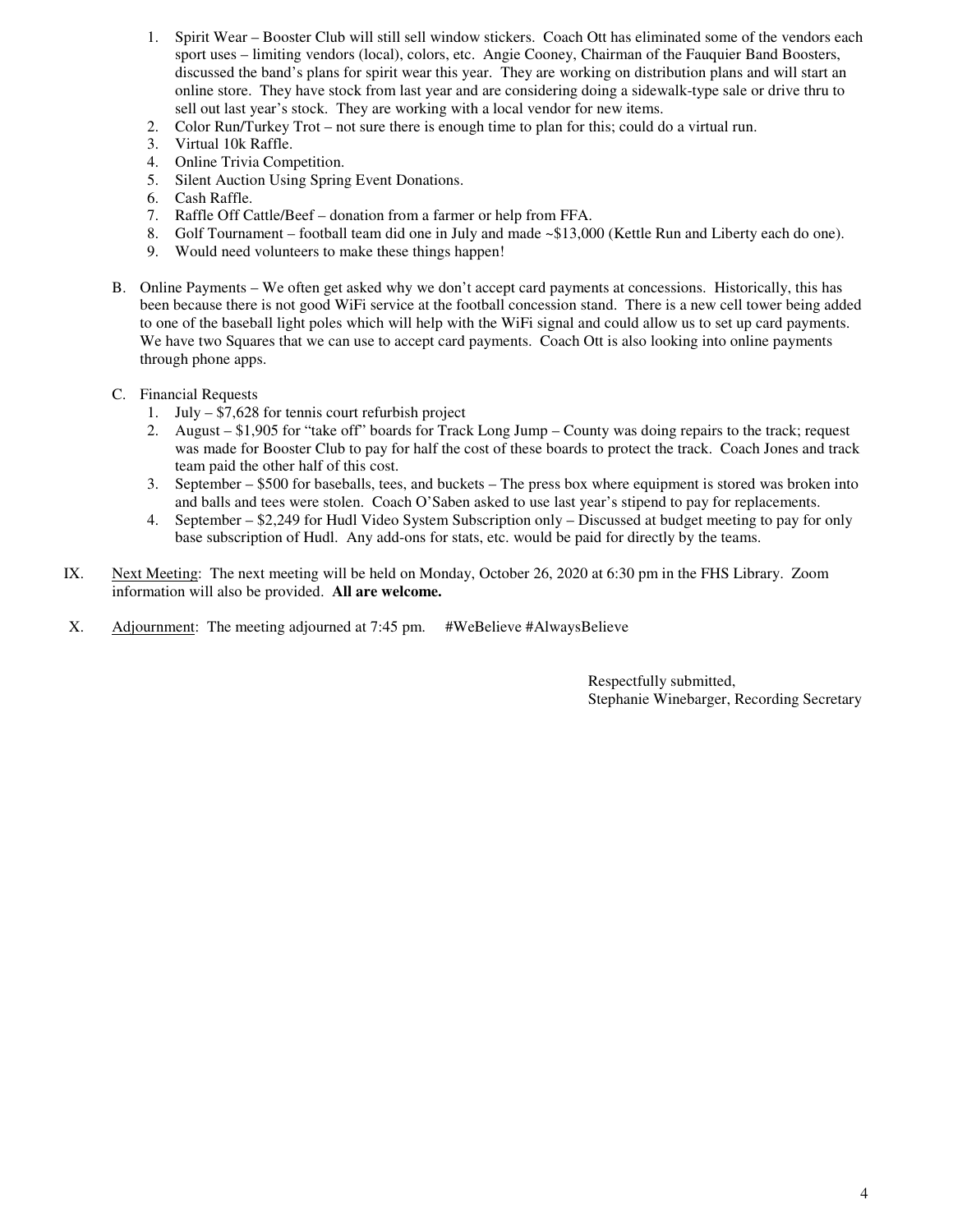1. Spirit Wear – Booster Club will still sell window stickers. Coach Ott has eliminated some of the vendors each sport uses – limiting vendors (local), colors, etc. Angie Cooney, Chairman of the Fauquier Band Boosters, discussed the band's plans for spirit wear this year. They are working on distribution plans and will start an online store. They have stock from last year and are considering doing a sidewalk-type sale or drive thru to sell out last year's stock. They are working with a local vendor for new items.
2. Color Run/Turkey Trot – not sure there is enough time to plan for this; could do a virtual run.
3. Virtual 10k Raffle.
4. Online Trivia Competition.
5. Silent Auction Using Spring Event Donations.
6. Cash Raffle.
7. Raffle Off Cattle/Beef – donation from a farmer or help from FFA.
8. Golf Tournament – football team did one in July and made ~$13,000 (Kettle Run and Liberty each do one).
9. Would need volunteers to make these things happen!

B. Online Payments – We often get asked why we don't accept card payments at concessions. Historically, this has been because there is not good WiFi service at the football concession stand. There is a new cell tower being added to one of the baseball light poles which will help with the WiFi signal and could allow us to set up card payments. We have two Squares that we can use to accept card payments. Coach Ott is also looking into online payments through phone apps.

C. Financial Requests
1. July – $7,628 for tennis court refurbish project
2. August – $1,905 for "take off" boards for Track Long Jump – County was doing repairs to the track; request was made for Booster Club to pay for half the cost of these boards to protect the track. Coach Jones and track team paid the other half of this cost.
3. September – $500 for baseballs, tees, and buckets – The press box where equipment is stored was broken into and balls and tees were stolen. Coach O'Saben asked to use last year's stipend to pay for replacements.
4. September – $2,249 for Hudl Video System Subscription only – Discussed at budget meeting to pay for only base subscription of Hudl. Any add-ons for stats, etc. would be paid for directly by the teams.

IX. Next Meeting: The next meeting will be held on Monday, October 26, 2020 at 6:30 pm in the FHS Library. Zoom information will also be provided. **All are welcome.**

X. Adjournment: The meeting adjourned at 7:45 pm. #WeBelieve #AlwaysBelieve

Respectfully submitted,
Stephanie Winebarger, Recording Secretary